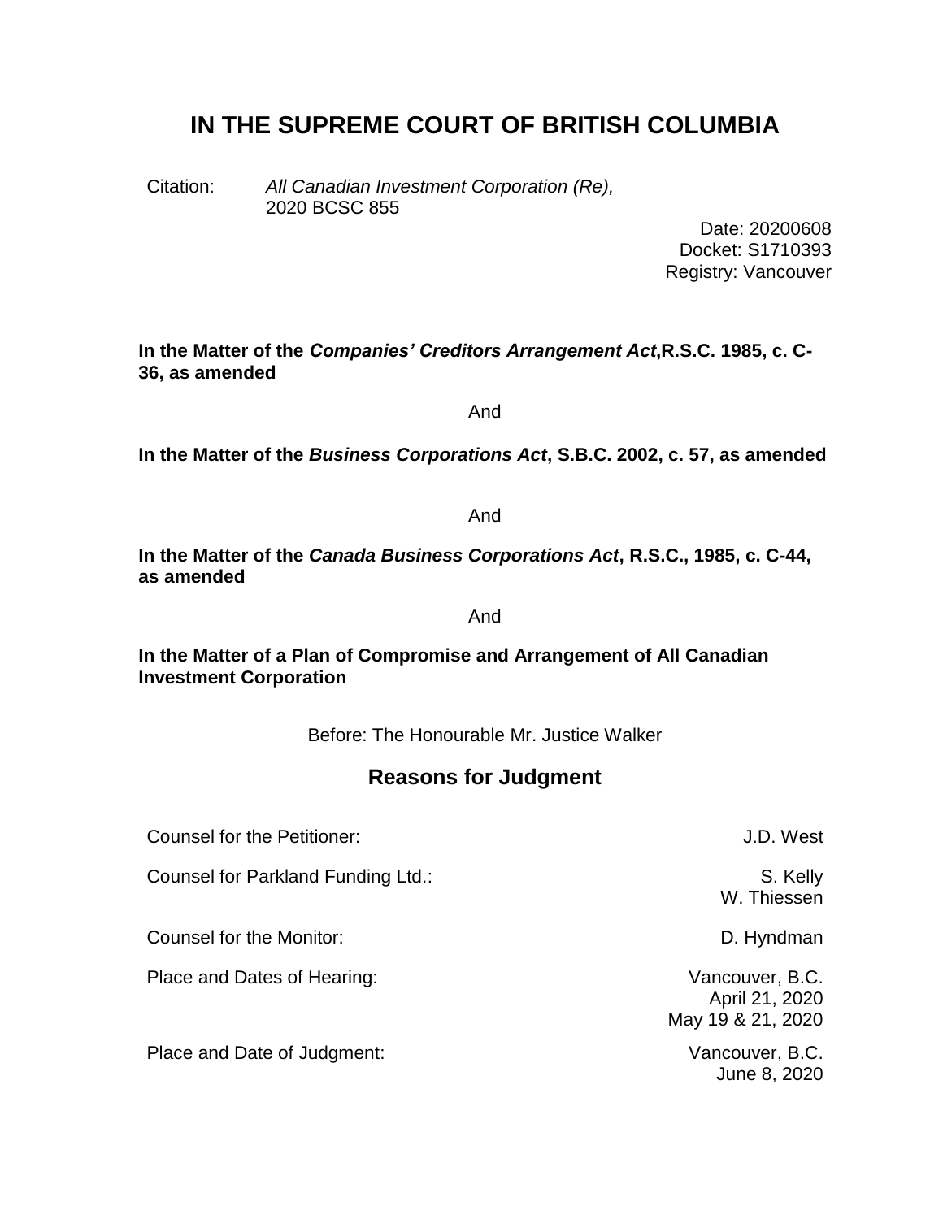# IN THE SUPREME COURT OF BRITISH COLUMBIA

Citation: *All Canadian Investment Corporation (Re),* 2020 BCSC 855

Date: 20200608
Docket: S1710393
Registry: Vancouver

**In the Matter of the *Companies' Creditors Arrangement Act*,R.S.C. 1985, c. C-36, as amended**

And

**In the Matter of the *Business Corporations Act*, S.B.C. 2002, c. 57, as amended**

And

**In the Matter of the *Canada Business Corporations Act*, R.S.C., 1985, c. C-44, as amended**

And

**In the Matter of a Plan of Compromise and Arrangement of All Canadian Investment Corporation**

Before: The Honourable Mr. Justice Walker

## Reasons for Judgment

| | |
|---|---|
| Counsel for the Petitioner: | J.D. West |
| Counsel for Parkland Funding Ltd.: | S. Kelly<br>W. Thiessen |
| Counsel for the Monitor: | D. Hyndman |
| Place and Dates of Hearing: | Vancouver, B.C.<br>April 21, 2020<br>May 19 & 21, 2020 |
| Place and Date of Judgment: | Vancouver, B.C.<br>June 8, 2020 |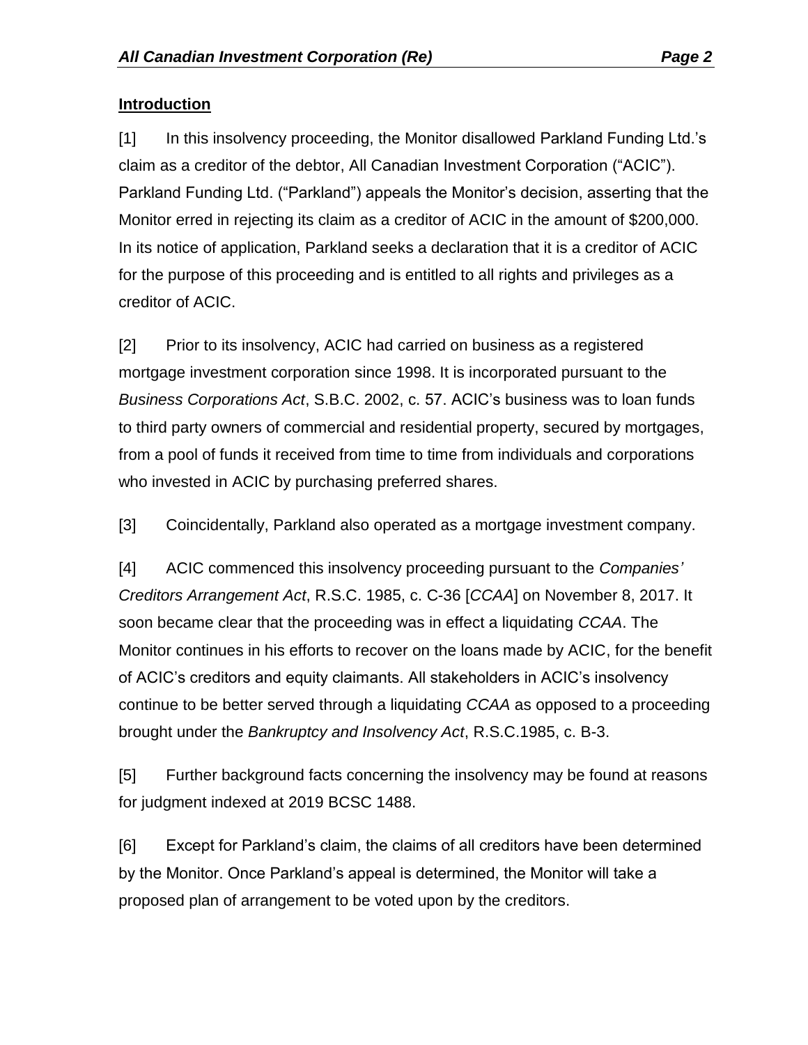**Introduction**

[1] In this insolvency proceeding, the Monitor disallowed Parkland Funding Ltd.'s claim as a creditor of the debtor, All Canadian Investment Corporation ("ACIC"). Parkland Funding Ltd. ("Parkland") appeals the Monitor's decision, asserting that the Monitor erred in rejecting its claim as a creditor of ACIC in the amount of $200,000. In its notice of application, Parkland seeks a declaration that it is a creditor of ACIC for the purpose of this proceeding and is entitled to all rights and privileges as a creditor of ACIC.

[2] Prior to its insolvency, ACIC had carried on business as a registered mortgage investment corporation since 1998. It is incorporated pursuant to the *Business Corporations Act*, S.B.C. 2002, c. 57. ACIC's business was to loan funds to third party owners of commercial and residential property, secured by mortgages, from a pool of funds it received from time to time from individuals and corporations who invested in ACIC by purchasing preferred shares.

[3] Coincidentally, Parkland also operated as a mortgage investment company.

[4] ACIC commenced this insolvency proceeding pursuant to the *Companies' Creditors Arrangement Act*, R.S.C. 1985, c. C-36 [*CCAA*] on November 8, 2017. It soon became clear that the proceeding was in effect a liquidating *CCAA*. The Monitor continues in his efforts to recover on the loans made by ACIC, for the benefit of ACIC's creditors and equity claimants. All stakeholders in ACIC's insolvency continue to be better served through a liquidating *CCAA* as opposed to a proceeding brought under the *Bankruptcy and Insolvency Act*, R.S.C.1985, c. B-3.

[5] Further background facts concerning the insolvency may be found at reasons for judgment indexed at 2019 BCSC 1488.

[6] Except for Parkland's claim, the claims of all creditors have been determined by the Monitor. Once Parkland's appeal is determined, the Monitor will take a proposed plan of arrangement to be voted upon by the creditors.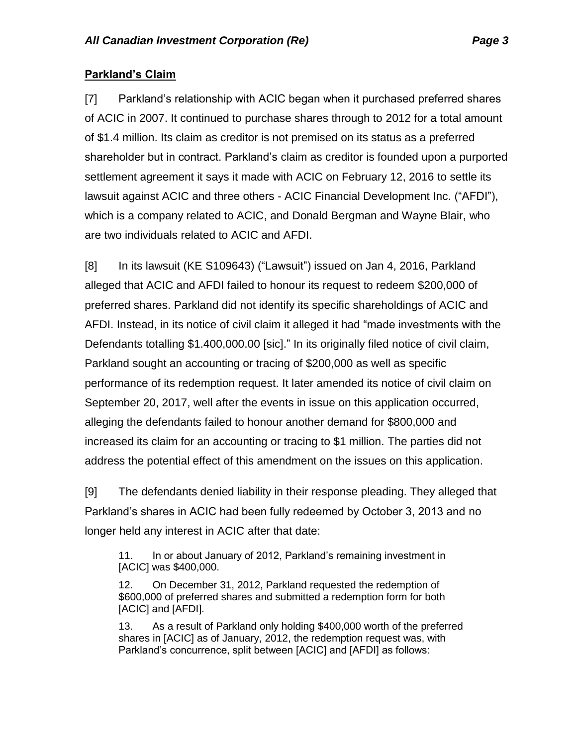**Parkland's Claim**

[7] Parkland's relationship with ACIC began when it purchased preferred shares of ACIC in 2007. It continued to purchase shares through to 2012 for a total amount of $1.4 million. Its claim as creditor is not premised on its status as a preferred shareholder but in contract. Parkland's claim as creditor is founded upon a purported settlement agreement it says it made with ACIC on February 12, 2016 to settle its lawsuit against ACIC and three others - ACIC Financial Development Inc. ("AFDI"), which is a company related to ACIC, and Donald Bergman and Wayne Blair, who are two individuals related to ACIC and AFDI.

[8] In its lawsuit (KE S109643) ("Lawsuit") issued on Jan 4, 2016, Parkland alleged that ACIC and AFDI failed to honour its request to redeem $200,000 of preferred shares. Parkland did not identify its specific shareholdings of ACIC and AFDI. Instead, in its notice of civil claim it alleged it had "made investments with the Defendants totalling $1.400,000.00 [sic]." In its originally filed notice of civil claim, Parkland sought an accounting or tracing of $200,000 as well as specific performance of its redemption request. It later amended its notice of civil claim on September 20, 2017, well after the events in issue on this application occurred, alleging the defendants failed to honour another demand for $800,000 and increased its claim for an accounting or tracing to $1 million. The parties did not address the potential effect of this amendment on the issues on this application.

[9] The defendants denied liability in their response pleading. They alleged that Parkland's shares in ACIC had been fully redeemed by October 3, 2013 and no longer held any interest in ACIC after that date:

> 11. In or about January of 2012, Parkland's remaining investment in [ACIC] was $400,000.
>
> 12. On December 31, 2012, Parkland requested the redemption of $600,000 of preferred shares and submitted a redemption form for both [ACIC] and [AFDI].
>
> 13. As a result of Parkland only holding $400,000 worth of the preferred shares in [ACIC] as of January, 2012, the redemption request was, with Parkland's concurrence, split between [ACIC] and [AFDI] as follows: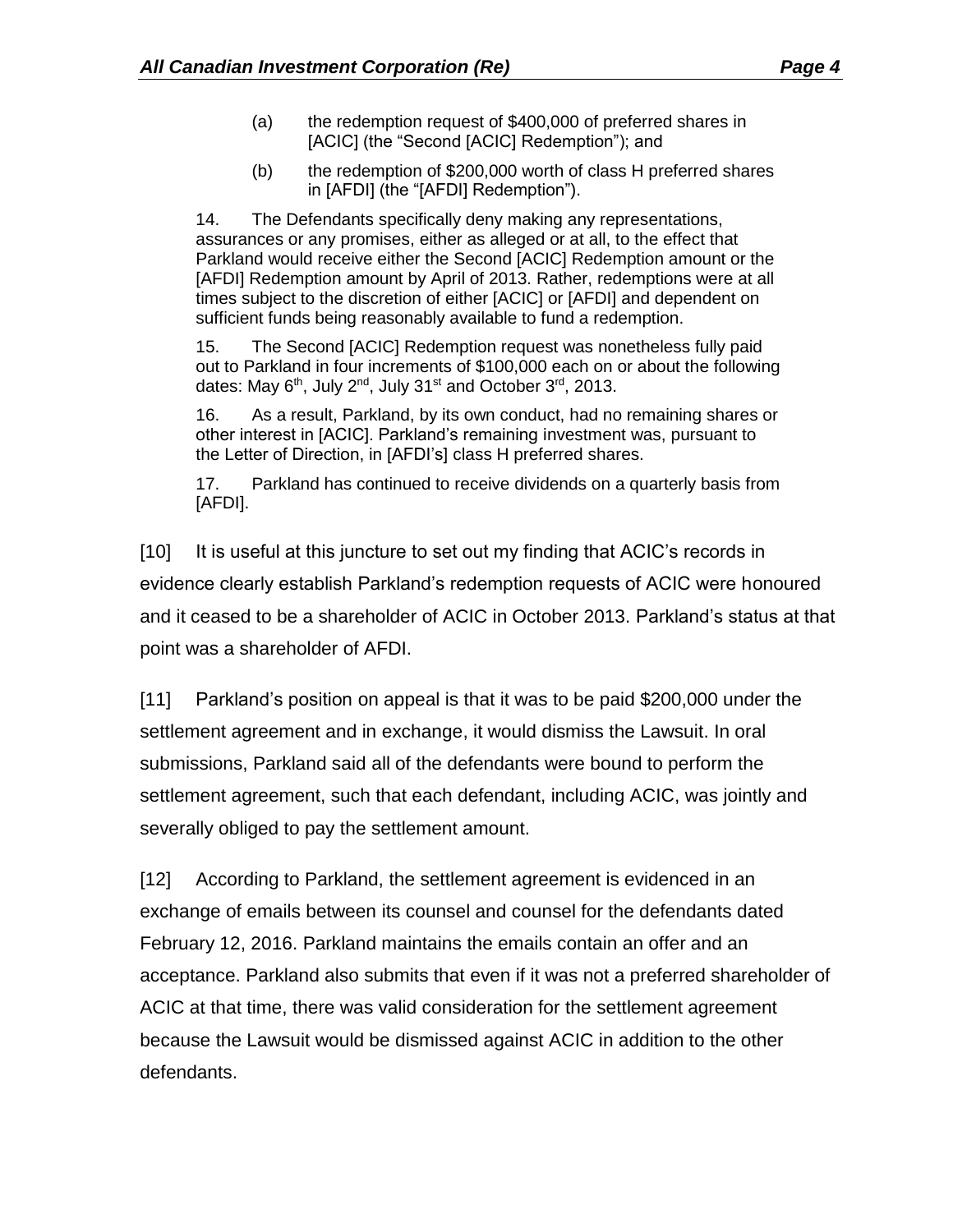> (a) the redemption request of $400,000 of preferred shares in [ACIC] (the "Second [ACIC] Redemption"); and
>
> (b) the redemption of $200,000 worth of class H preferred shares in [AFDI] (the "[AFDI] Redemption").
>
> 14. The Defendants specifically deny making any representations, assurances or any promises, either as alleged or at all, to the effect that Parkland would receive either the Second [ACIC] Redemption amount or the [AFDI] Redemption amount by April of 2013. Rather, redemptions were at all times subject to the discretion of either [ACIC] or [AFDI] and dependent on sufficient funds being reasonably available to fund a redemption.
>
> 15. The Second [ACIC] Redemption request was nonetheless fully paid out to Parkland in four increments of $100,000 each on or about the following dates: May 6th, July 2nd, July 31st and October 3rd, 2013.
>
> 16. As a result, Parkland, by its own conduct, had no remaining shares or other interest in [ACIC]. Parkland's remaining investment was, pursuant to the Letter of Direction, in [AFDI's] class H preferred shares.
>
> 17. Parkland has continued to receive dividends on a quarterly basis from [AFDI].

[10] It is useful at this juncture to set out my finding that ACIC's records in evidence clearly establish Parkland's redemption requests of ACIC were honoured and it ceased to be a shareholder of ACIC in October 2013. Parkland's status at that point was a shareholder of AFDI.

[11] Parkland's position on appeal is that it was to be paid $200,000 under the settlement agreement and in exchange, it would dismiss the Lawsuit. In oral submissions, Parkland said all of the defendants were bound to perform the settlement agreement, such that each defendant, including ACIC, was jointly and severally obliged to pay the settlement amount.

[12] According to Parkland, the settlement agreement is evidenced in an exchange of emails between its counsel and counsel for the defendants dated February 12, 2016. Parkland maintains the emails contain an offer and an acceptance. Parkland also submits that even if it was not a preferred shareholder of ACIC at that time, there was valid consideration for the settlement agreement because the Lawsuit would be dismissed against ACIC in addition to the other defendants.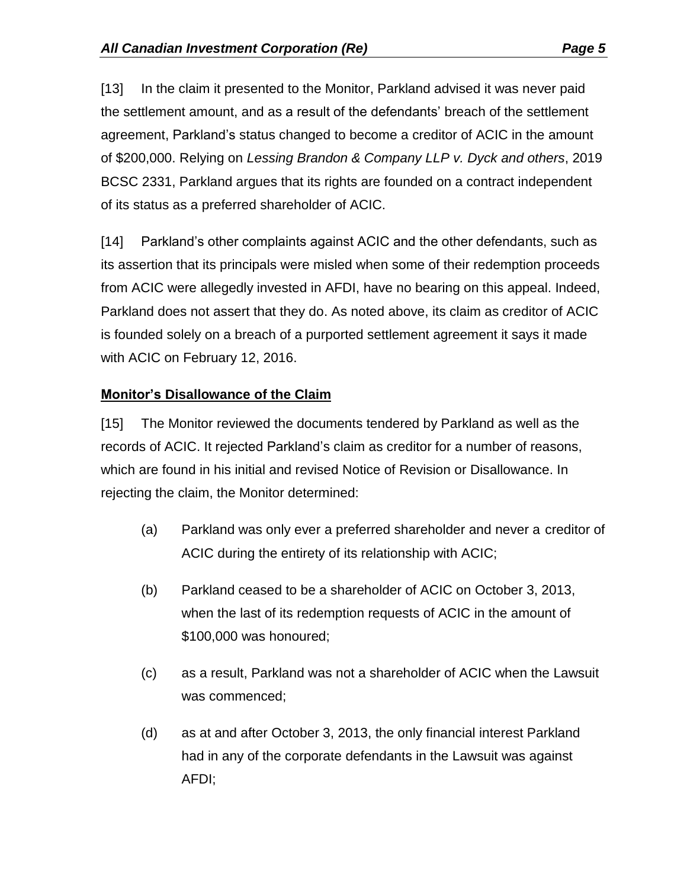[13] In the claim it presented to the Monitor, Parkland advised it was never paid the settlement amount, and as a result of the defendants' breach of the settlement agreement, Parkland's status changed to become a creditor of ACIC in the amount of $200,000. Relying on *Lessing Brandon & Company LLP v. Dyck and others*, 2019 BCSC 2331, Parkland argues that its rights are founded on a contract independent of its status as a preferred shareholder of ACIC.

[14] Parkland's other complaints against ACIC and the other defendants, such as its assertion that its principals were misled when some of their redemption proceeds from ACIC were allegedly invested in AFDI, have no bearing on this appeal. Indeed, Parkland does not assert that they do. As noted above, its claim as creditor of ACIC is founded solely on a breach of a purported settlement agreement it says it made with ACIC on February 12, 2016.

**Monitor's Disallowance of the Claim**

[15] The Monitor reviewed the documents tendered by Parkland as well as the records of ACIC. It rejected Parkland's claim as creditor for a number of reasons, which are found in his initial and revised Notice of Revision or Disallowance. In rejecting the claim, the Monitor determined:

(a) Parkland was only ever a preferred shareholder and never a creditor of ACIC during the entirety of its relationship with ACIC;

(b) Parkland ceased to be a shareholder of ACIC on October 3, 2013, when the last of its redemption requests of ACIC in the amount of $100,000 was honoured;

(c) as a result, Parkland was not a shareholder of ACIC when the Lawsuit was commenced;

(d) as at and after October 3, 2013, the only financial interest Parkland had in any of the corporate defendants in the Lawsuit was against AFDI;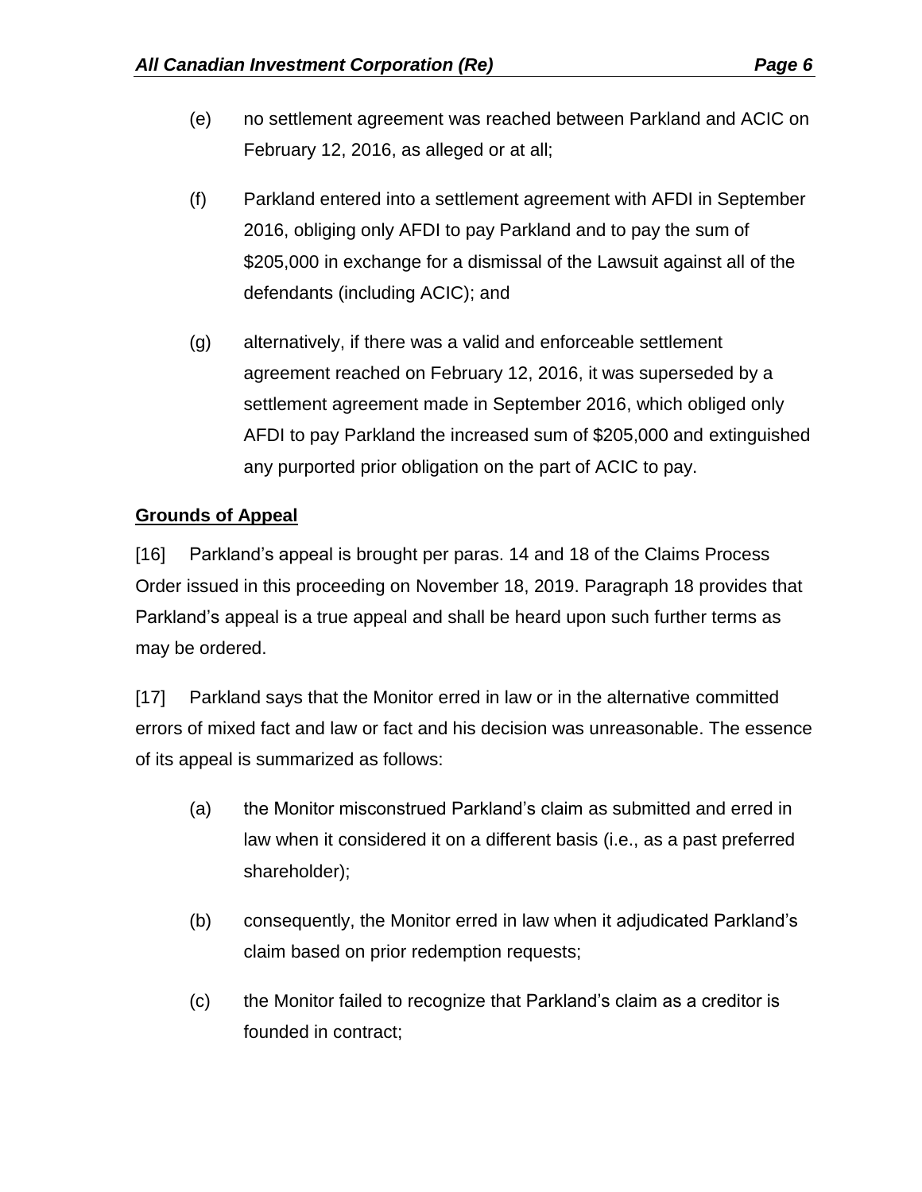(e) no settlement agreement was reached between Parkland and ACIC on February 12, 2016, as alleged or at all;

(f) Parkland entered into a settlement agreement with AFDI in September 2016, obliging only AFDI to pay Parkland and to pay the sum of $205,000 in exchange for a dismissal of the Lawsuit against all of the defendants (including ACIC); and

(g) alternatively, if there was a valid and enforceable settlement agreement reached on February 12, 2016, it was superseded by a settlement agreement made in September 2016, which obliged only AFDI to pay Parkland the increased sum of $205,000 and extinguished any purported prior obligation on the part of ACIC to pay.

**Grounds of Appeal**

[16] Parkland's appeal is brought per paras. 14 and 18 of the Claims Process Order issued in this proceeding on November 18, 2019. Paragraph 18 provides that Parkland's appeal is a true appeal and shall be heard upon such further terms as may be ordered.

[17] Parkland says that the Monitor erred in law or in the alternative committed errors of mixed fact and law or fact and his decision was unreasonable. The essence of its appeal is summarized as follows:

(a) the Monitor misconstrued Parkland's claim as submitted and erred in law when it considered it on a different basis (i.e., as a past preferred shareholder);

(b) consequently, the Monitor erred in law when it adjudicated Parkland's claim based on prior redemption requests;

(c) the Monitor failed to recognize that Parkland's claim as a creditor is founded in contract;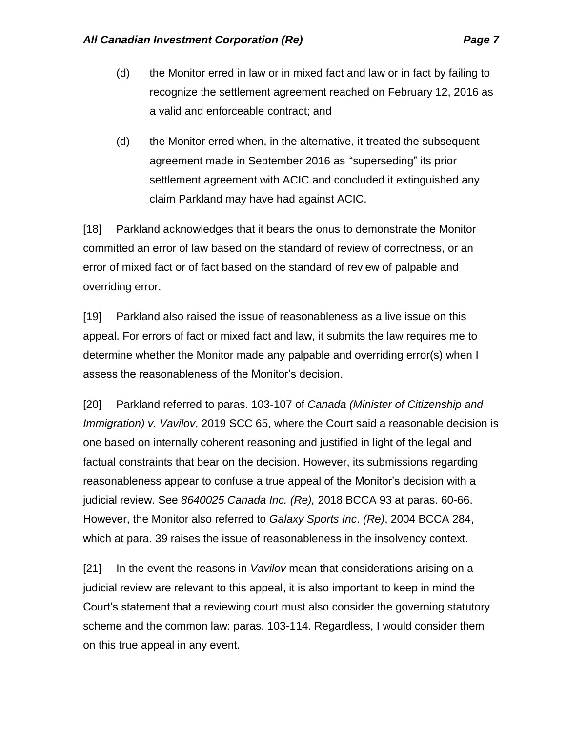(d) the Monitor erred in law or in mixed fact and law or in fact by failing to recognize the settlement agreement reached on February 12, 2016 as a valid and enforceable contract; and

(d) the Monitor erred when, in the alternative, it treated the subsequent agreement made in September 2016 as "superseding" its prior settlement agreement with ACIC and concluded it extinguished any claim Parkland may have had against ACIC.

[18] Parkland acknowledges that it bears the onus to demonstrate the Monitor committed an error of law based on the standard of review of correctness, or an error of mixed fact or of fact based on the standard of review of palpable and overriding error.

[19] Parkland also raised the issue of reasonableness as a live issue on this appeal. For errors of fact or mixed fact and law, it submits the law requires me to determine whether the Monitor made any palpable and overriding error(s) when I assess the reasonableness of the Monitor's decision.

[20] Parkland referred to paras. 103-107 of *Canada (Minister of Citizenship and Immigration) v. Vavilov*, 2019 SCC 65, where the Court said a reasonable decision is one based on internally coherent reasoning and justified in light of the legal and factual constraints that bear on the decision. However, its submissions regarding reasonableness appear to confuse a true appeal of the Monitor's decision with a judicial review. See *8640025 Canada Inc. (Re),* 2018 BCCA 93 at paras. 60-66. However, the Monitor also referred to *Galaxy Sports Inc*. *(Re)*, 2004 BCCA 284, which at para. 39 raises the issue of reasonableness in the insolvency context.

[21] In the event the reasons in *Vavilov* mean that considerations arising on a judicial review are relevant to this appeal, it is also important to keep in mind the Court's statement that a reviewing court must also consider the governing statutory scheme and the common law: paras. 103-114. Regardless, I would consider them on this true appeal in any event.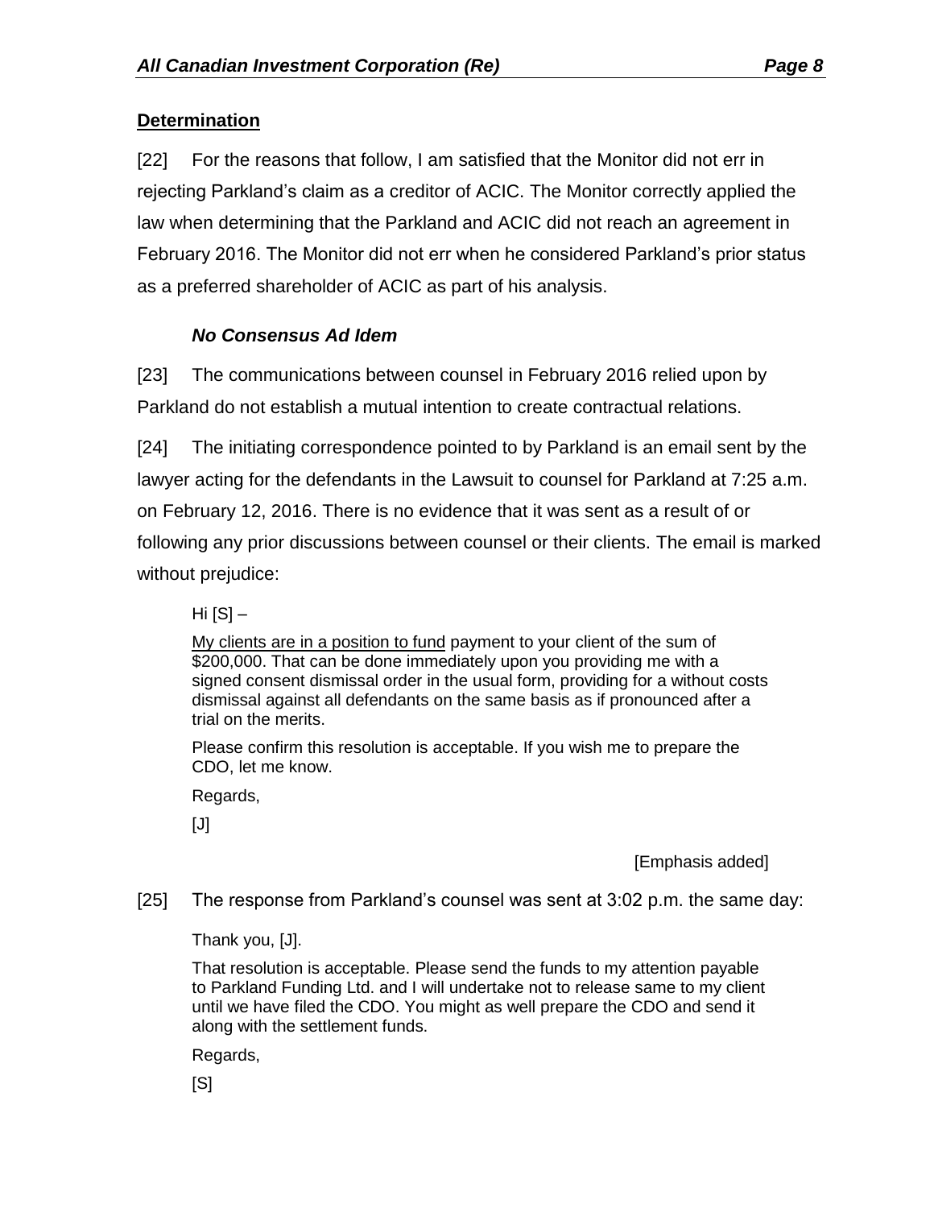## Determination

[22] For the reasons that follow, I am satisfied that the Monitor did not err in rejecting Parkland's claim as a creditor of ACIC. The Monitor correctly applied the law when determining that the Parkland and ACIC did not reach an agreement in February 2016. The Monitor did not err when he considered Parkland's prior status as a preferred shareholder of ACIC as part of his analysis.

### *No Consensus Ad Idem*

[23] The communications between counsel in February 2016 relied upon by Parkland do not establish a mutual intention to create contractual relations.

[24] The initiating correspondence pointed to by Parkland is an email sent by the lawyer acting for the defendants in the Lawsuit to counsel for Parkland at 7:25 a.m. on February 12, 2016. There is no evidence that it was sent as a result of or following any prior discussions between counsel or their clients. The email is marked without prejudice:

> Hi [S] –
>
> <u>My clients are in a position to fund</u> payment to your client of the sum of $200,000. That can be done immediately upon you providing me with a signed consent dismissal order in the usual form, providing for a without costs dismissal against all defendants on the same basis as if pronounced after a trial on the merits.
>
> Please confirm this resolution is acceptable. If you wish me to prepare the CDO, let me know.
>
> Regards,
>
> [J]
>
> [Emphasis added]

[25] The response from Parkland's counsel was sent at 3:02 p.m. the same day:

> Thank you, [J].
>
> That resolution is acceptable. Please send the funds to my attention payable to Parkland Funding Ltd. and I will undertake not to release same to my client until we have filed the CDO. You might as well prepare the CDO and send it along with the settlement funds.
>
> Regards,
>
> [S]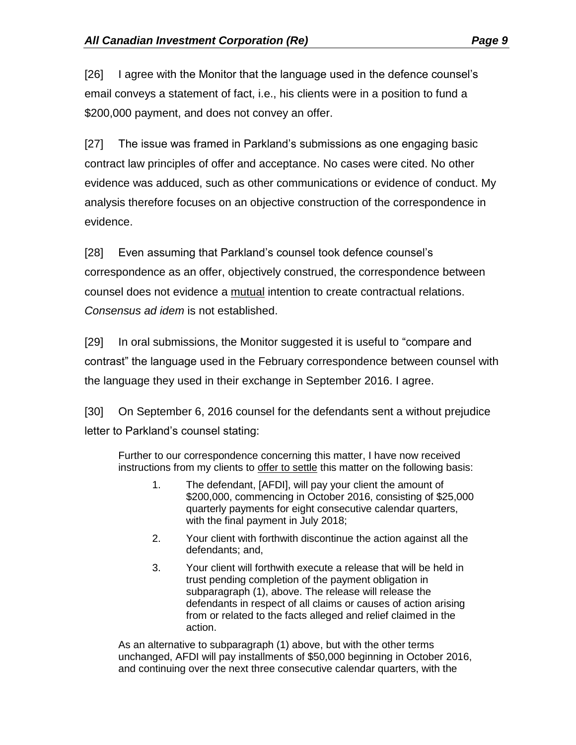[26] I agree with the Monitor that the language used in the defence counsel's email conveys a statement of fact, i.e., his clients were in a position to fund a $200,000 payment, and does not convey an offer.

[27] The issue was framed in Parkland's submissions as one engaging basic contract law principles of offer and acceptance. No cases were cited. No other evidence was adduced, such as other communications or evidence of conduct. My analysis therefore focuses on an objective construction of the correspondence in evidence.

[28] Even assuming that Parkland's counsel took defence counsel's correspondence as an offer, objectively construed, the correspondence between counsel does not evidence a <u>mutual</u> intention to create contractual relations. *Consensus ad idem* is not established.

[29] In oral submissions, the Monitor suggested it is useful to "compare and contrast" the language used in the February correspondence between counsel with the language they used in their exchange in September 2016. I agree.

[30] On September 6, 2016 counsel for the defendants sent a without prejudice letter to Parkland's counsel stating:

> Further to our correspondence concerning this matter, I have now received instructions from my clients to <u>offer to settle</u> this matter on the following basis:
>
> 1. The defendant, [AFDI], will pay your client the amount of $200,000, commencing in October 2016, consisting of $25,000 quarterly payments for eight consecutive calendar quarters, with the final payment in July 2018;
> 2. Your client with forthwith discontinue the action against all the defendants; and,
> 3. Your client will forthwith execute a release that will be held in trust pending completion of the payment obligation in subparagraph (1), above. The release will release the defendants in respect of all claims or causes of action arising from or related to the facts alleged and relief claimed in the action.
>
> As an alternative to subparagraph (1) above, but with the other terms unchanged, AFDI will pay installments of $50,000 beginning in October 2016, and continuing over the next three consecutive calendar quarters, with the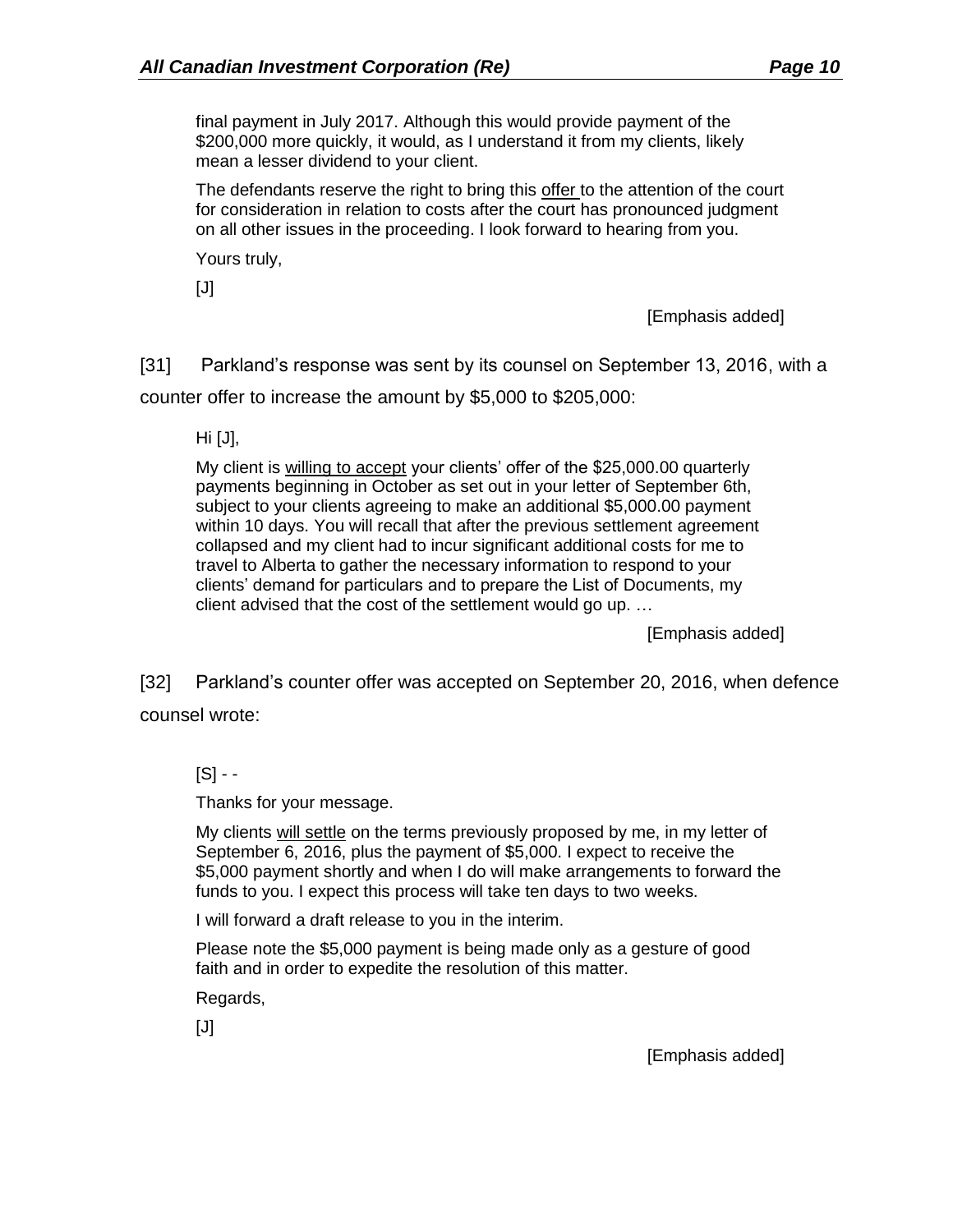> final payment in July 2017. Although this would provide payment of the $200,000 more quickly, it would, as I understand it from my clients, likely mean a lesser dividend to your client.
>
> The defendants reserve the right to bring this <u>offer</u> to the attention of the court for consideration in relation to costs after the court has pronounced judgment on all other issues in the proceeding. I look forward to hearing from you.
>
> Yours truly,
>
> [J]
>
> [Emphasis added]

[31] Parkland's response was sent by its counsel on September 13, 2016, with a counter offer to increase the amount by $5,000 to $205,000:

> Hi [J],
>
> My client is <u>willing to accept</u> your clients' offer of the $25,000.00 quarterly payments beginning in October as set out in your letter of September 6th, subject to your clients agreeing to make an additional $5,000.00 payment within 10 days. You will recall that after the previous settlement agreement collapsed and my client had to incur significant additional costs for me to travel to Alberta to gather the necessary information to respond to your clients' demand for particulars and to prepare the List of Documents, my client advised that the cost of the settlement would go up. …
>
> [Emphasis added]

[32] Parkland's counter offer was accepted on September 20, 2016, when defence counsel wrote:

> [S] - -
>
> Thanks for your message.
>
> My clients <u>will settle</u> on the terms previously proposed by me, in my letter of September 6, 2016, plus the payment of $5,000. I expect to receive the $5,000 payment shortly and when I do will make arrangements to forward the funds to you. I expect this process will take ten days to two weeks.
>
> I will forward a draft release to you in the interim.
>
> Please note the $5,000 payment is being made only as a gesture of good faith and in order to expedite the resolution of this matter.
>
> Regards,
>
> [J]
>
> [Emphasis added]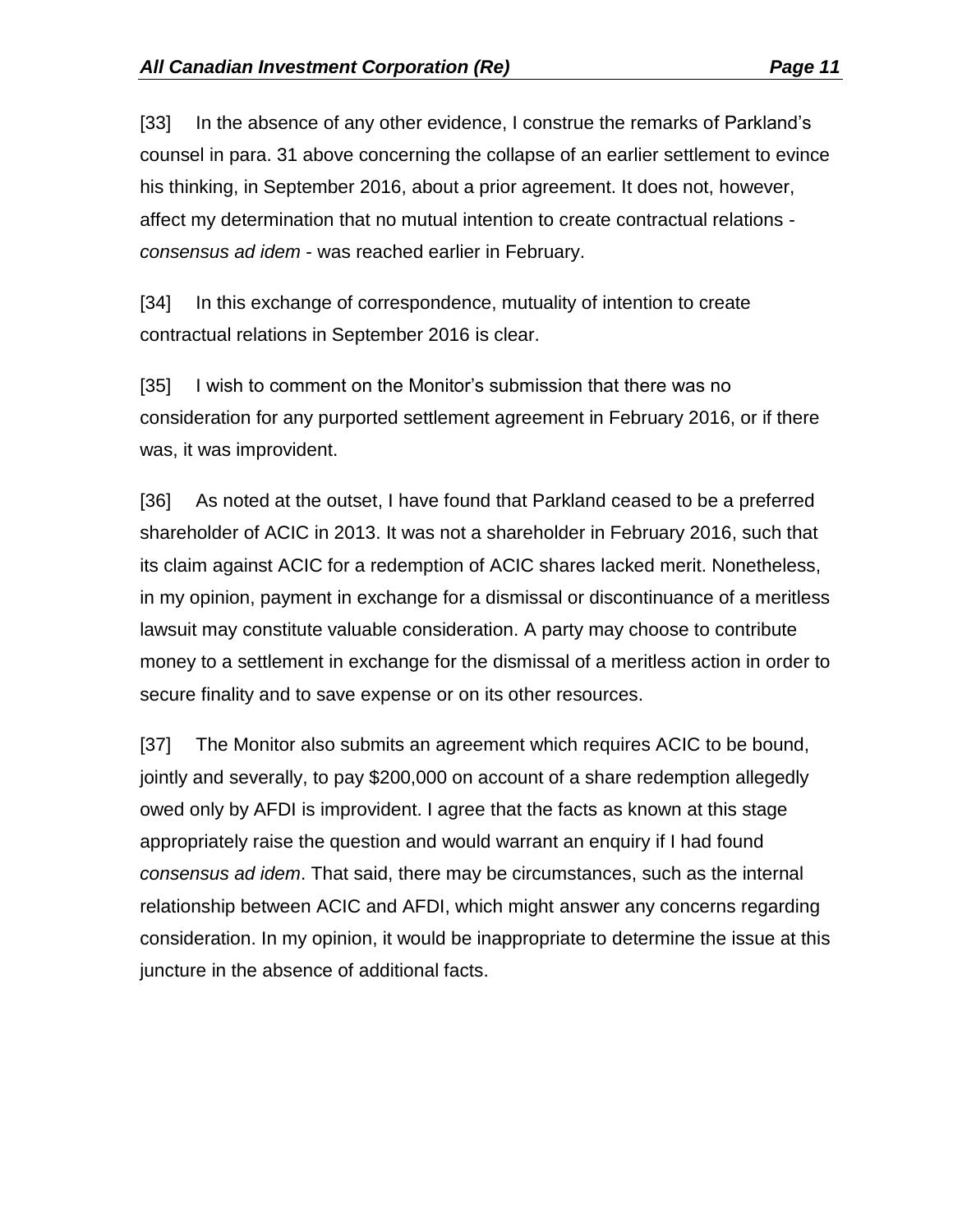[33] In the absence of any other evidence, I construe the remarks of Parkland's counsel in para. 31 above concerning the collapse of an earlier settlement to evince his thinking, in September 2016, about a prior agreement. It does not, however, affect my determination that no mutual intention to create contractual relations - *consensus ad idem* - was reached earlier in February.

[34] In this exchange of correspondence, mutuality of intention to create contractual relations in September 2016 is clear.

[35] I wish to comment on the Monitor's submission that there was no consideration for any purported settlement agreement in February 2016, or if there was, it was improvident.

[36] As noted at the outset, I have found that Parkland ceased to be a preferred shareholder of ACIC in 2013. It was not a shareholder in February 2016, such that its claim against ACIC for a redemption of ACIC shares lacked merit. Nonetheless, in my opinion, payment in exchange for a dismissal or discontinuance of a meritless lawsuit may constitute valuable consideration. A party may choose to contribute money to a settlement in exchange for the dismissal of a meritless action in order to secure finality and to save expense or on its other resources.

[37] The Monitor also submits an agreement which requires ACIC to be bound, jointly and severally, to pay $200,000 on account of a share redemption allegedly owed only by AFDI is improvident. I agree that the facts as known at this stage appropriately raise the question and would warrant an enquiry if I had found *consensus ad idem*. That said, there may be circumstances, such as the internal relationship between ACIC and AFDI, which might answer any concerns regarding consideration. In my opinion, it would be inappropriate to determine the issue at this juncture in the absence of additional facts.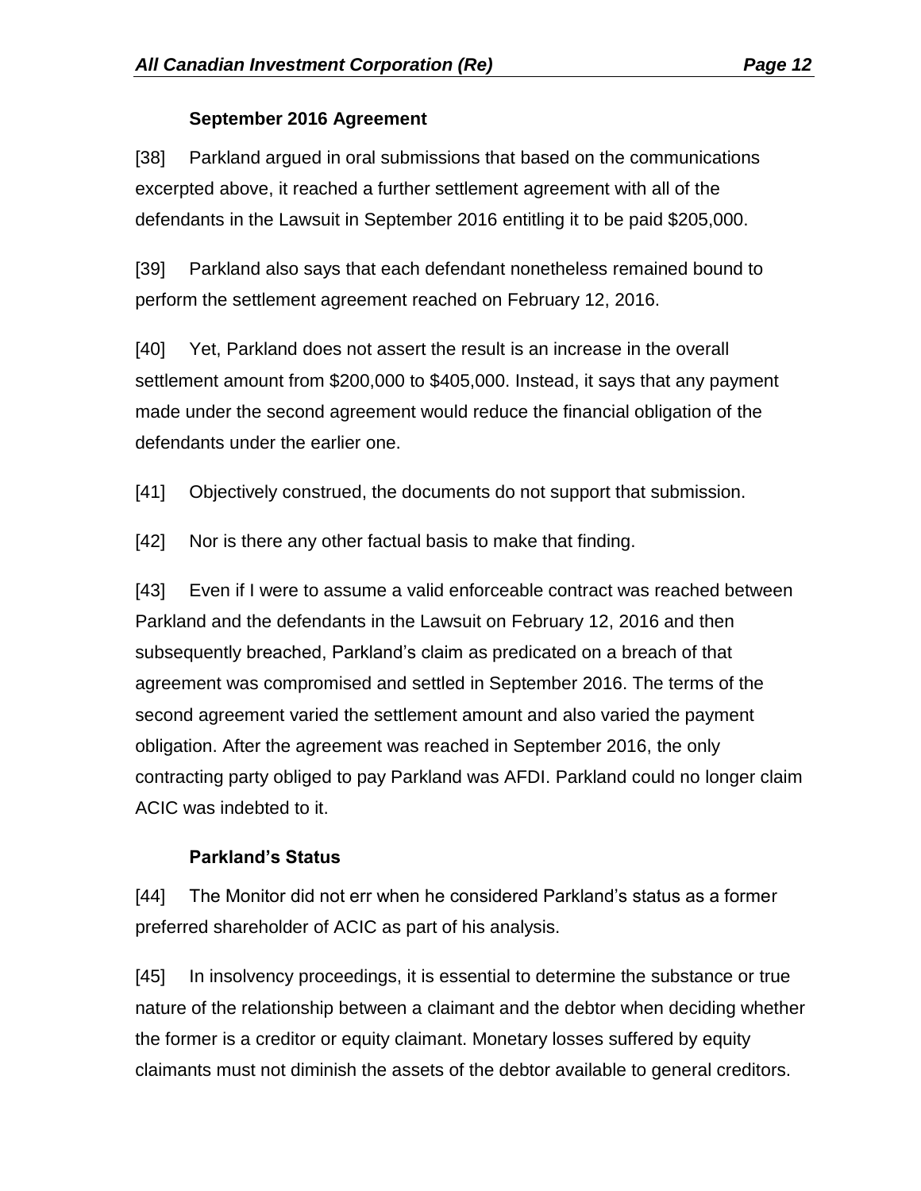**September 2016 Agreement**

[38] Parkland argued in oral submissions that based on the communications excerpted above, it reached a further settlement agreement with all of the defendants in the Lawsuit in September 2016 entitling it to be paid $205,000.

[39] Parkland also says that each defendant nonetheless remained bound to perform the settlement agreement reached on February 12, 2016.

[40] Yet, Parkland does not assert the result is an increase in the overall settlement amount from $200,000 to $405,000. Instead, it says that any payment made under the second agreement would reduce the financial obligation of the defendants under the earlier one.

[41] Objectively construed, the documents do not support that submission.

[42] Nor is there any other factual basis to make that finding.

[43] Even if I were to assume a valid enforceable contract was reached between Parkland and the defendants in the Lawsuit on February 12, 2016 and then subsequently breached, Parkland's claim as predicated on a breach of that agreement was compromised and settled in September 2016. The terms of the second agreement varied the settlement amount and also varied the payment obligation. After the agreement was reached in September 2016, the only contracting party obliged to pay Parkland was AFDI. Parkland could no longer claim ACIC was indebted to it.

**Parkland's Status**

[44] The Monitor did not err when he considered Parkland's status as a former preferred shareholder of ACIC as part of his analysis.

[45] In insolvency proceedings, it is essential to determine the substance or true nature of the relationship between a claimant and the debtor when deciding whether the former is a creditor or equity claimant. Monetary losses suffered by equity claimants must not diminish the assets of the debtor available to general creditors.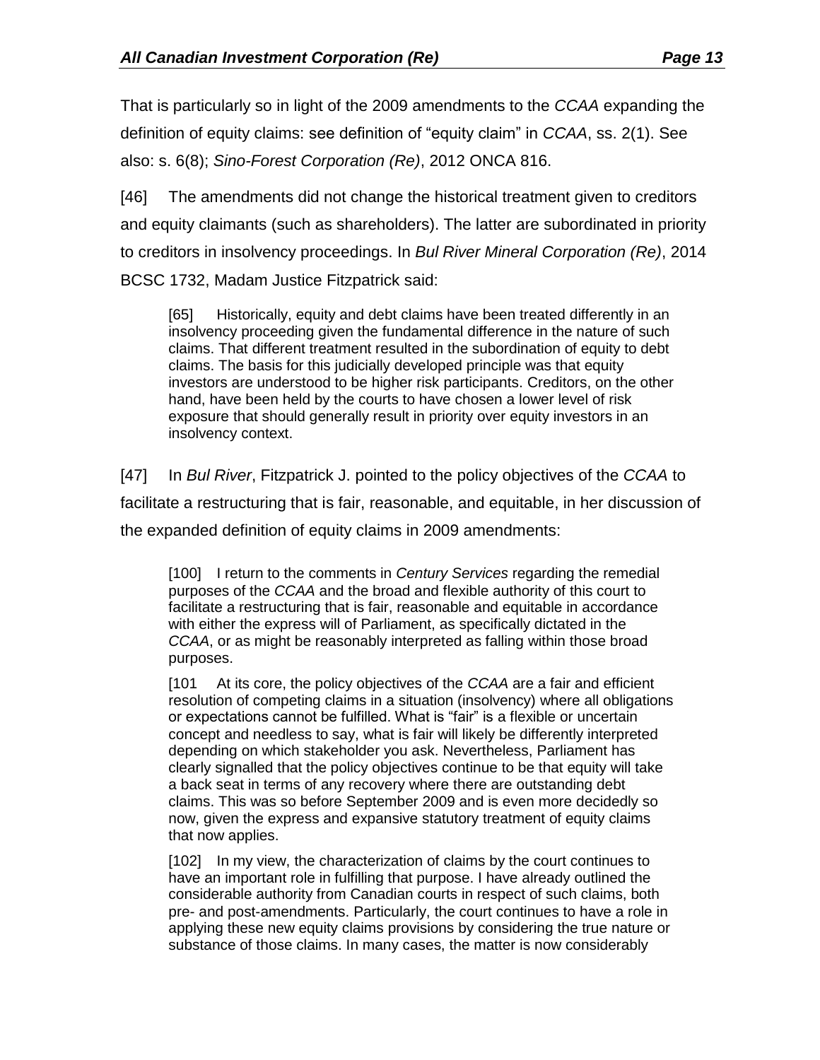That is particularly so in light of the 2009 amendments to the *CCAA* expanding the definition of equity claims: see definition of "equity claim" in *CCAA*, ss. 2(1). See also: s. 6(8); *Sino-Forest Corporation (Re)*, 2012 ONCA 816.

[46] The amendments did not change the historical treatment given to creditors and equity claimants (such as shareholders). The latter are subordinated in priority to creditors in insolvency proceedings. In *Bul River Mineral Corporation (Re)*, 2014 BCSC 1732, Madam Justice Fitzpatrick said:

> [65] Historically, equity and debt claims have been treated differently in an insolvency proceeding given the fundamental difference in the nature of such claims. That different treatment resulted in the subordination of equity to debt claims. The basis for this judicially developed principle was that equity investors are understood to be higher risk participants. Creditors, on the other hand, have been held by the courts to have chosen a lower level of risk exposure that should generally result in priority over equity investors in an insolvency context.

[47] In *Bul River*, Fitzpatrick J. pointed to the policy objectives of the *CCAA* to facilitate a restructuring that is fair, reasonable, and equitable, in her discussion of the expanded definition of equity claims in 2009 amendments:

> [100] I return to the comments in *Century Services* regarding the remedial purposes of the *CCAA* and the broad and flexible authority of this court to facilitate a restructuring that is fair, reasonable and equitable in accordance with either the express will of Parliament, as specifically dictated in the *CCAA*, or as might be reasonably interpreted as falling within those broad purposes.
>
> [101 At its core, the policy objectives of the *CCAA* are a fair and efficient resolution of competing claims in a situation (insolvency) where all obligations or expectations cannot be fulfilled. What is "fair" is a flexible or uncertain concept and needless to say, what is fair will likely be differently interpreted depending on which stakeholder you ask. Nevertheless, Parliament has clearly signalled that the policy objectives continue to be that equity will take a back seat in terms of any recovery where there are outstanding debt claims. This was so before September 2009 and is even more decidedly so now, given the express and expansive statutory treatment of equity claims that now applies.
>
> [102] In my view, the characterization of claims by the court continues to have an important role in fulfilling that purpose. I have already outlined the considerable authority from Canadian courts in respect of such claims, both pre- and post-amendments. Particularly, the court continues to have a role in applying these new equity claims provisions by considering the true nature or substance of those claims. In many cases, the matter is now considerably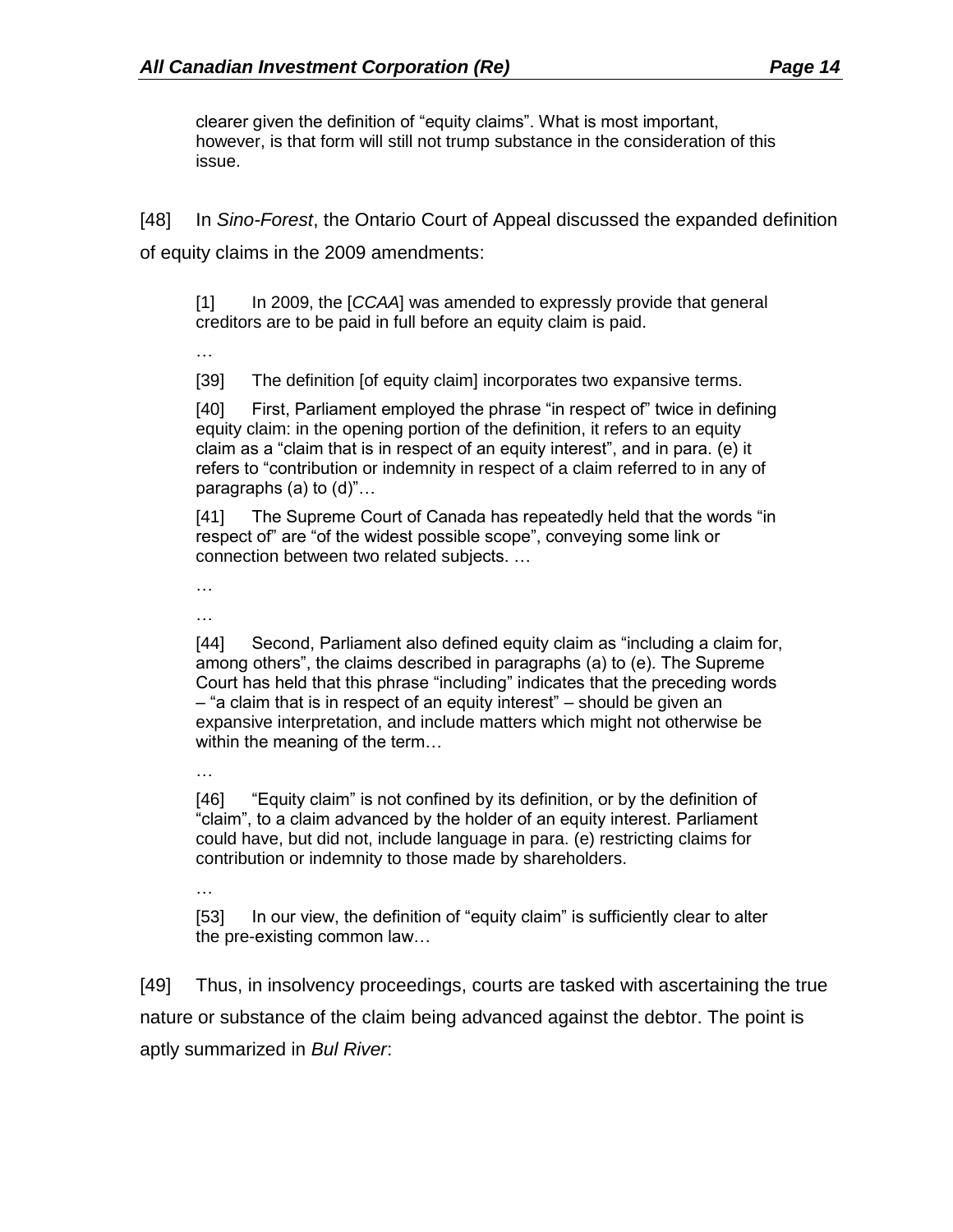clearer given the definition of "equity claims". What is most important, however, is that form will still not trump substance in the consideration of this issue.

[48] In *Sino-Forest*, the Ontario Court of Appeal discussed the expanded definition of equity claims in the 2009 amendments:

> [1] In 2009, the [*CCAA*] was amended to expressly provide that general creditors are to be paid in full before an equity claim is paid.
>
> …
>
> [39] The definition [of equity claim] incorporates two expansive terms.
>
> [40] First, Parliament employed the phrase "in respect of" twice in defining equity claim: in the opening portion of the definition, it refers to an equity claim as a "claim that is in respect of an equity interest", and in para. (e) it refers to "contribution or indemnity in respect of a claim referred to in any of paragraphs (a) to (d)"…
>
> [41] The Supreme Court of Canada has repeatedly held that the words "in respect of" are "of the widest possible scope", conveying some link or connection between two related subjects. …
>
> …
>
> …
>
> [44] Second, Parliament also defined equity claim as "including a claim for, among others", the claims described in paragraphs (a) to (e). The Supreme Court has held that this phrase "including" indicates that the preceding words – "a claim that is in respect of an equity interest" – should be given an expansive interpretation, and include matters which might not otherwise be within the meaning of the term…
>
> …
>
> [46] "Equity claim" is not confined by its definition, or by the definition of "claim", to a claim advanced by the holder of an equity interest. Parliament could have, but did not, include language in para. (e) restricting claims for contribution or indemnity to those made by shareholders.
>
> …
>
> [53] In our view, the definition of "equity claim" is sufficiently clear to alter the pre-existing common law…

[49] Thus, in insolvency proceedings, courts are tasked with ascertaining the true nature or substance of the claim being advanced against the debtor. The point is aptly summarized in *Bul River*: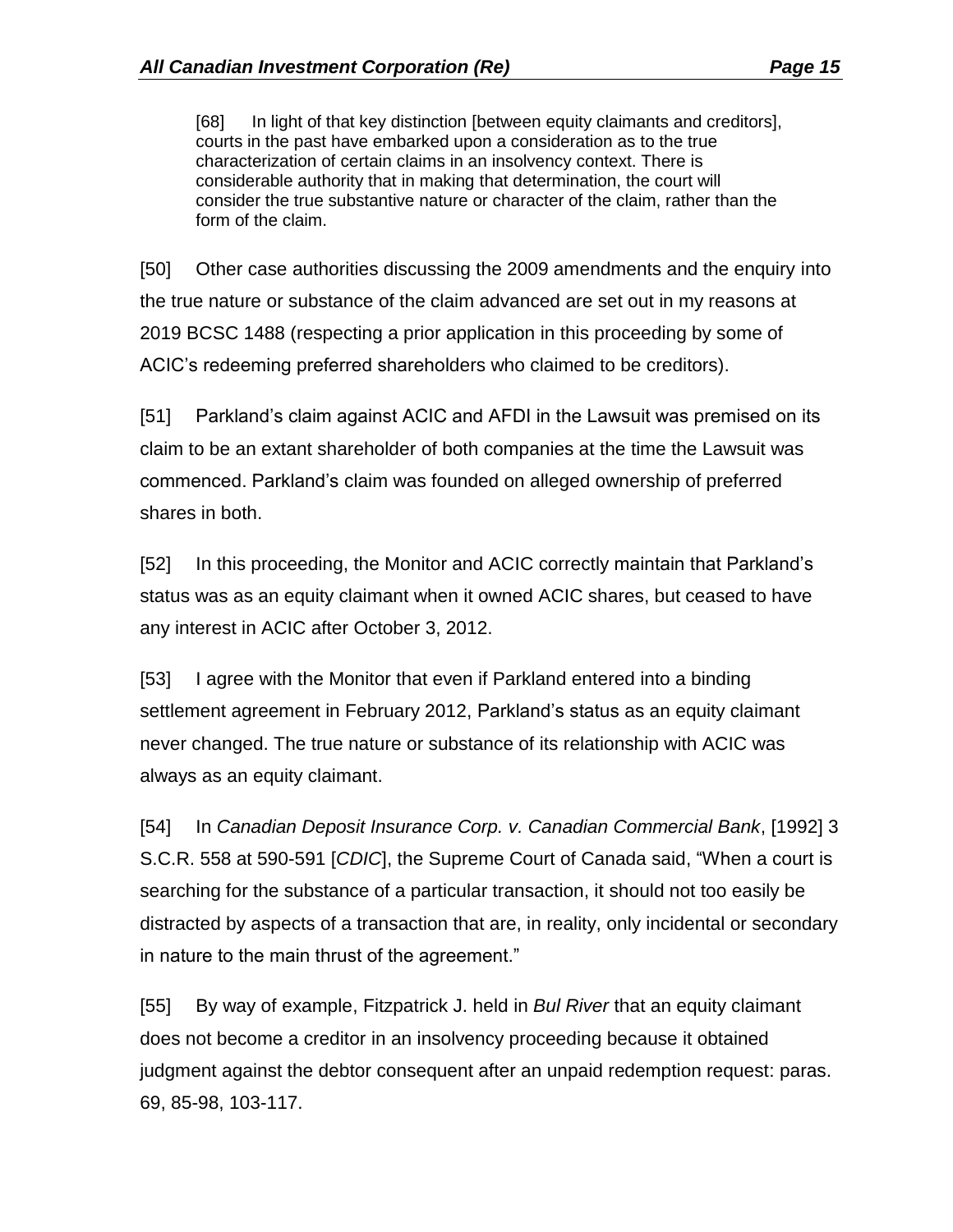> [68] In light of that key distinction [between equity claimants and creditors], courts in the past have embarked upon a consideration as to the true characterization of certain claims in an insolvency context. There is considerable authority that in making that determination, the court will consider the true substantive nature or character of the claim, rather than the form of the claim.

[50] Other case authorities discussing the 2009 amendments and the enquiry into the true nature or substance of the claim advanced are set out in my reasons at 2019 BCSC 1488 (respecting a prior application in this proceeding by some of ACIC's redeeming preferred shareholders who claimed to be creditors).

[51] Parkland's claim against ACIC and AFDI in the Lawsuit was premised on its claim to be an extant shareholder of both companies at the time the Lawsuit was commenced. Parkland's claim was founded on alleged ownership of preferred shares in both.

[52] In this proceeding, the Monitor and ACIC correctly maintain that Parkland's status was as an equity claimant when it owned ACIC shares, but ceased to have any interest in ACIC after October 3, 2012.

[53] I agree with the Monitor that even if Parkland entered into a binding settlement agreement in February 2012, Parkland's status as an equity claimant never changed. The true nature or substance of its relationship with ACIC was always as an equity claimant.

[54] In *Canadian Deposit Insurance Corp. v. Canadian Commercial Bank*, [1992] 3 S.C.R. 558 at 590-591 [*CDIC*], the Supreme Court of Canada said, "When a court is searching for the substance of a particular transaction, it should not too easily be distracted by aspects of a transaction that are, in reality, only incidental or secondary in nature to the main thrust of the agreement."

[55] By way of example, Fitzpatrick J. held in *Bul River* that an equity claimant does not become a creditor in an insolvency proceeding because it obtained judgment against the debtor consequent after an unpaid redemption request: paras. 69, 85-98, 103-117.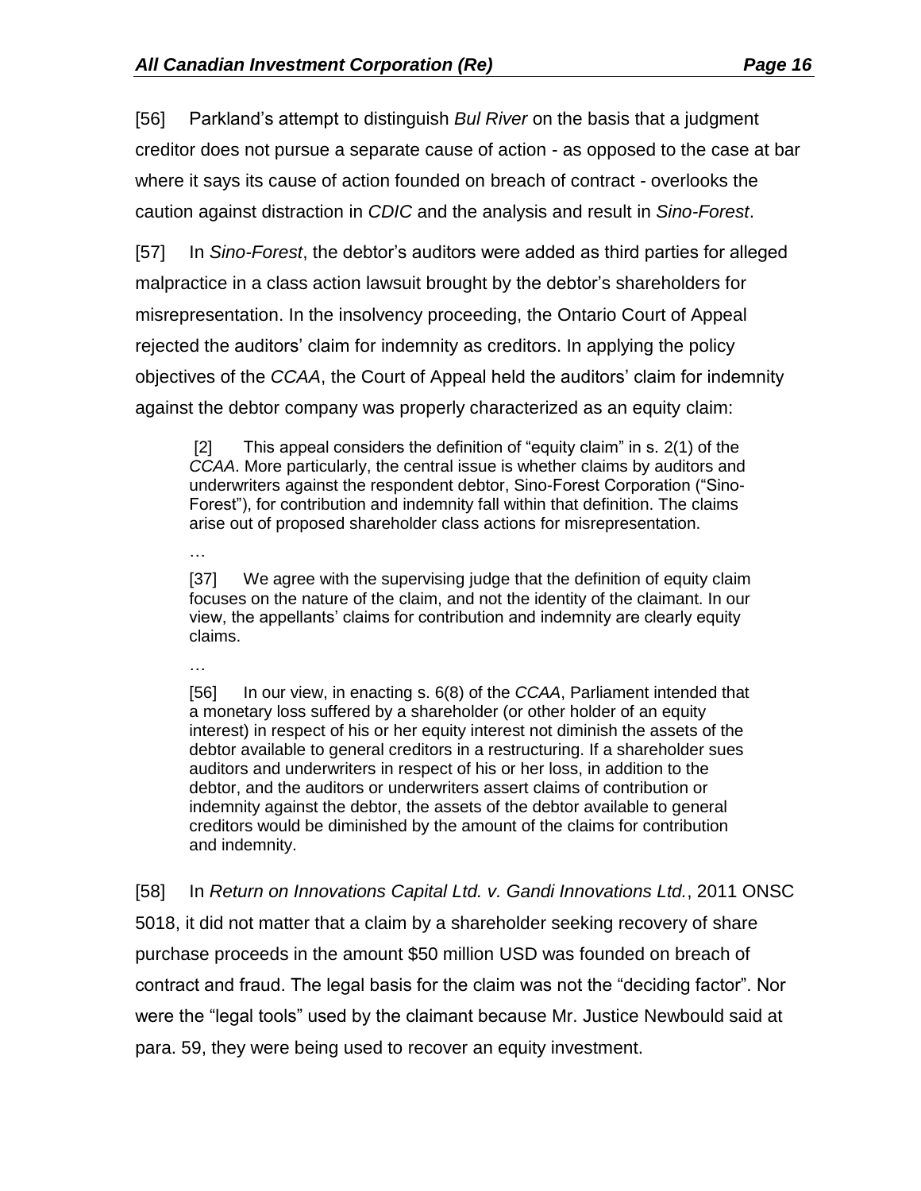[56] Parkland's attempt to distinguish *Bul River* on the basis that a judgment creditor does not pursue a separate cause of action - as opposed to the case at bar where it says its cause of action founded on breach of contract - overlooks the caution against distraction in *CDIC* and the analysis and result in *Sino-Forest*.

[57] In *Sino-Forest*, the debtor's auditors were added as third parties for alleged malpractice in a class action lawsuit brought by the debtor's shareholders for misrepresentation. In the insolvency proceeding, the Ontario Court of Appeal rejected the auditors' claim for indemnity as creditors. In applying the policy objectives of the *CCAA*, the Court of Appeal held the auditors' claim for indemnity against the debtor company was properly characterized as an equity claim:

> [2] This appeal considers the definition of "equity claim" in s. 2(1) of the *CCAA*. More particularly, the central issue is whether claims by auditors and underwriters against the respondent debtor, Sino-Forest Corporation ("Sino-Forest"), for contribution and indemnity fall within that definition. The claims arise out of proposed shareholder class actions for misrepresentation.
>
> …
>
> [37] We agree with the supervising judge that the definition of equity claim focuses on the nature of the claim, and not the identity of the claimant. In our view, the appellants' claims for contribution and indemnity are clearly equity claims.
>
> …
>
> [56] In our view, in enacting s. 6(8) of the *CCAA*, Parliament intended that a monetary loss suffered by a shareholder (or other holder of an equity interest) in respect of his or her equity interest not diminish the assets of the debtor available to general creditors in a restructuring. If a shareholder sues auditors and underwriters in respect of his or her loss, in addition to the debtor, and the auditors or underwriters assert claims of contribution or indemnity against the debtor, the assets of the debtor available to general creditors would be diminished by the amount of the claims for contribution and indemnity.

[58] In *Return on Innovations Capital Ltd. v. Gandi Innovations Ltd.*, 2011 ONSC 5018, it did not matter that a claim by a shareholder seeking recovery of share purchase proceeds in the amount $50 million USD was founded on breach of contract and fraud. The legal basis for the claim was not the "deciding factor". Nor were the "legal tools" used by the claimant because Mr. Justice Newbould said at para. 59, they were being used to recover an equity investment.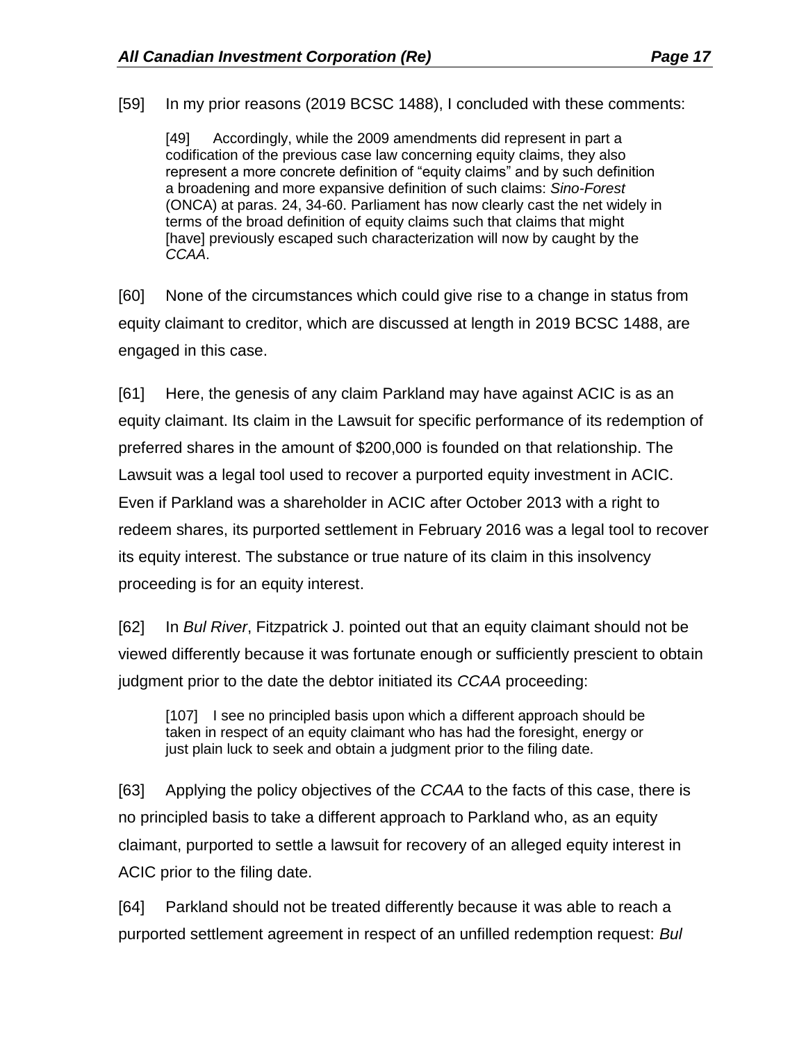[59] In my prior reasons (2019 BCSC 1488), I concluded with these comments:

> [49] Accordingly, while the 2009 amendments did represent in part a codification of the previous case law concerning equity claims, they also represent a more concrete definition of "equity claims" and by such definition a broadening and more expansive definition of such claims: *Sino-Forest* (ONCA) at paras. 24, 34-60. Parliament has now clearly cast the net widely in terms of the broad definition of equity claims such that claims that might [have] previously escaped such characterization will now by caught by the *CCAA*.

[60] None of the circumstances which could give rise to a change in status from equity claimant to creditor, which are discussed at length in 2019 BCSC 1488, are engaged in this case.

[61] Here, the genesis of any claim Parkland may have against ACIC is as an equity claimant. Its claim in the Lawsuit for specific performance of its redemption of preferred shares in the amount of $200,000 is founded on that relationship. The Lawsuit was a legal tool used to recover a purported equity investment in ACIC. Even if Parkland was a shareholder in ACIC after October 2013 with a right to redeem shares, its purported settlement in February 2016 was a legal tool to recover its equity interest. The substance or true nature of its claim in this insolvency proceeding is for an equity interest.

[62] In *Bul River*, Fitzpatrick J. pointed out that an equity claimant should not be viewed differently because it was fortunate enough or sufficiently prescient to obtain judgment prior to the date the debtor initiated its *CCAA* proceeding:

> [107] I see no principled basis upon which a different approach should be taken in respect of an equity claimant who has had the foresight, energy or just plain luck to seek and obtain a judgment prior to the filing date.

[63] Applying the policy objectives of the *CCAA* to the facts of this case, there is no principled basis to take a different approach to Parkland who, as an equity claimant, purported to settle a lawsuit for recovery of an alleged equity interest in ACIC prior to the filing date.

[64] Parkland should not be treated differently because it was able to reach a purported settlement agreement in respect of an unfilled redemption request: *Bul*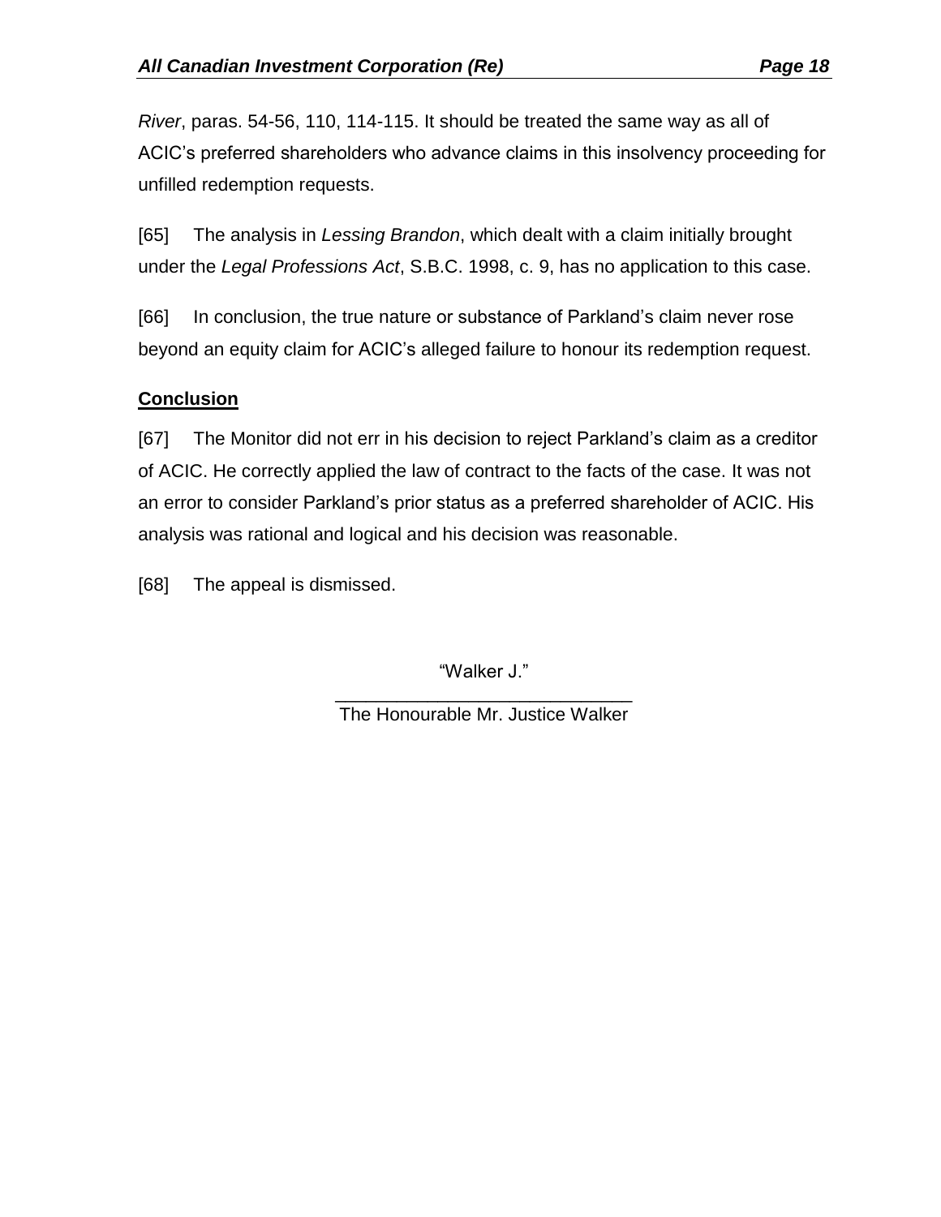*River*, paras. 54-56, 110, 114-115. It should be treated the same way as all of ACIC's preferred shareholders who advance claims in this insolvency proceeding for unfilled redemption requests.

[65] The analysis in *Lessing Brandon*, which dealt with a claim initially brought under the *Legal Professions Act*, S.B.C. 1998, c. 9, has no application to this case.

[66] In conclusion, the true nature or substance of Parkland's claim never rose beyond an equity claim for ACIC's alleged failure to honour its redemption request.

**Conclusion**

[67] The Monitor did not err in his decision to reject Parkland's claim as a creditor of ACIC. He correctly applied the law of contract to the facts of the case. It was not an error to consider Parkland's prior status as a preferred shareholder of ACIC. His analysis was rational and logical and his decision was reasonable.

[68] The appeal is dismissed.

"Walker J."

_____________________________

The Honourable Mr. Justice Walker